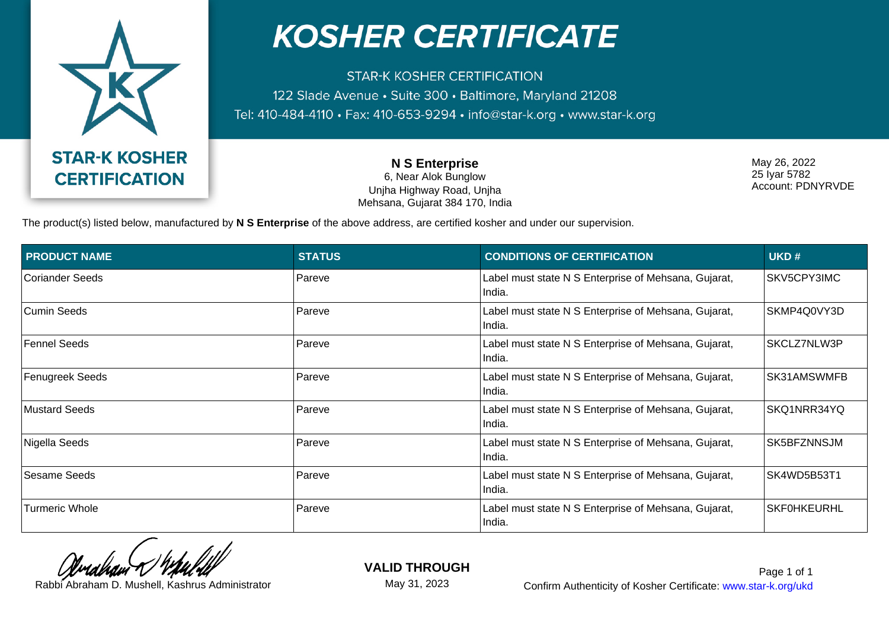# KOSHER CERTIFICATE

STAR-K KOSHER CERTIFICATION
122 Slade Avenue • Suite 300 • Baltimore, Maryland 21208
Tel: 410-484-4110 • Fax: 410-653-9294 • info@star-k.org • www.star-k.org

STAR-K KOSHER CERTIFICATION

**N S Enterprise**
6, Near Alok Bunglow
Unjha Highway Road, Unjha
Mehsana, Gujarat 384 170, India

May 26, 2022
25 Iyar 5782
Account: PDNYRVDE

The product(s) listed below, manufactured by **N S Enterprise** of the above address, are certified kosher and under our supervision.

| PRODUCT NAME | STATUS | CONDITIONS OF CERTIFICATION | UKD # |
|---|---|---|---|
| Coriander Seeds | Pareve | Label must state N S Enterprise of Mehsana, Gujarat, India. | SKV5CPY3IMC |
| Cumin Seeds | Pareve | Label must state N S Enterprise of Mehsana, Gujarat, India. | SKMP4Q0VY3D |
| Fennel Seeds | Pareve | Label must state N S Enterprise of Mehsana, Gujarat, India. | SKCLZ7NLW3P |
| Fenugreek Seeds | Pareve | Label must state N S Enterprise of Mehsana, Gujarat, India. | SK31AMSWMFB |
| Mustard Seeds | Pareve | Label must state N S Enterprise of Mehsana, Gujarat, India. | SKQ1NRR34YQ |
| Nigella Seeds | Pareve | Label must state N S Enterprise of Mehsana, Gujarat, India. | SK5BFZNNSJM |
| Sesame Seeds | Pareve | Label must state N S Enterprise of Mehsana, Gujarat, India. | SK4WD5B53T1 |
| Turmeric Whole | Pareve | Label must state N S Enterprise of Mehsana, Gujarat, India. | SKF0HKEURHL |

Rabbi Abraham D. Mushell, Kashrus Administrator

**VALID THROUGH**
May 31, 2023

Confirm Authenticity of Kosher Certificate: www.star-k.org/ukd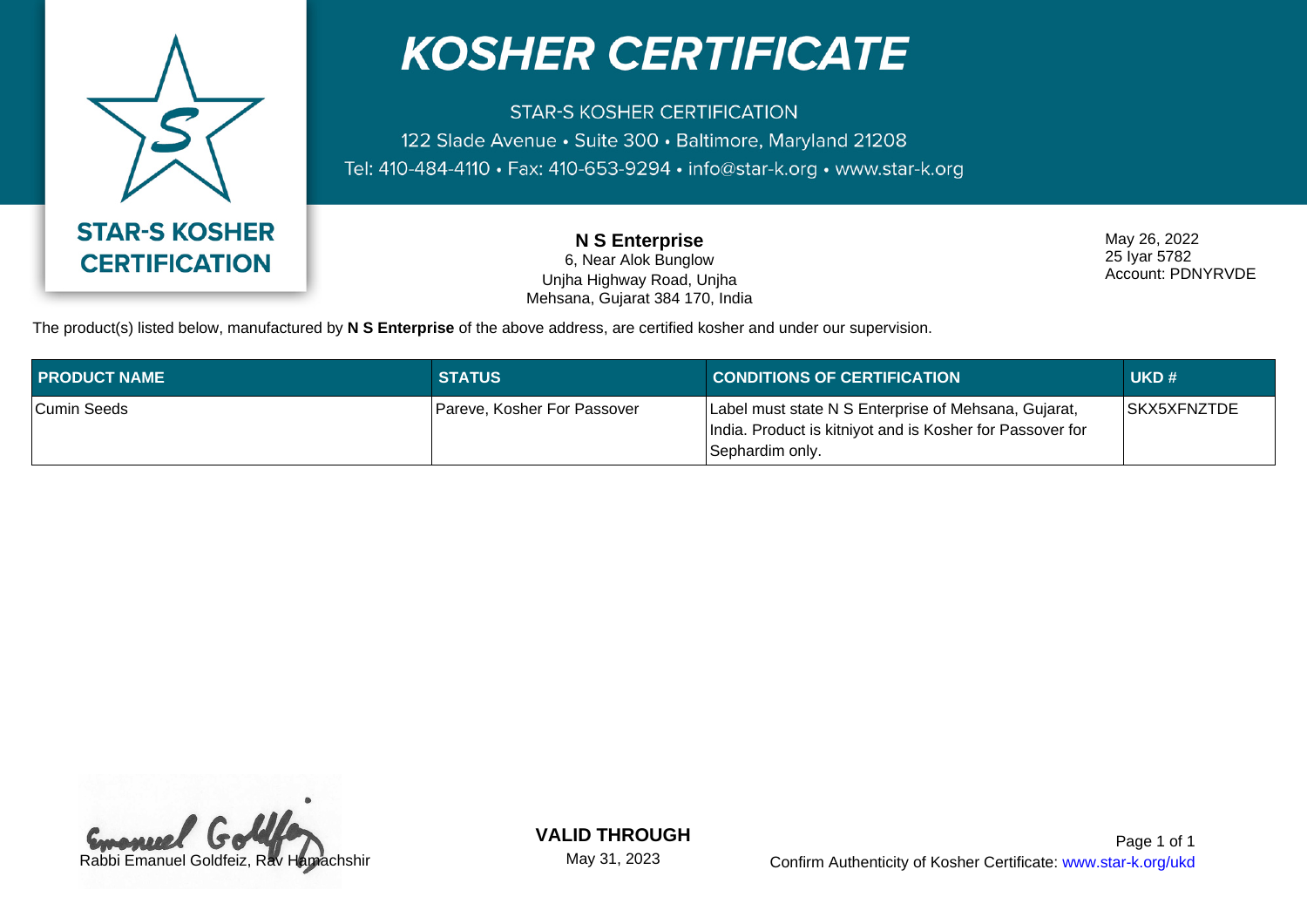# KOSHER CERTIFICATE

STAR-S KOSHER CERTIFICATION
122 Slade Avenue • Suite 300 • Baltimore, Maryland 21208
Tel: 410-484-4110 • Fax: 410-653-9294 • info@star-k.org • www.star-k.org

**STAR-S KOSHER CERTIFICATION**

**N S Enterprise**
6, Near Alok Bunglow
Unjha Highway Road, Unjha
Mehsana, Gujarat 384 170, India

May 26, 2022
25 Iyar 5782
Account: PDNYRVDE

The product(s) listed below, manufactured by **N S Enterprise** of the above address, are certified kosher and under our supervision.

| PRODUCT NAME | STATUS | CONDITIONS OF CERTIFICATION | UKD # |
|---|---|---|---|
| Cumin Seeds | Pareve, Kosher For Passover | Label must state N S Enterprise of Mehsana, Gujarat, India. Product is kitniyot and is Kosher for Passover for Sephardim only. | SKX5XFNZTDE |

Rabbi Emanuel Goldfeiz, Rav Hamachshir

**VALID THROUGH**
May 31, 2023

Confirm Authenticity of Kosher Certificate: www.star-k.org/ukd